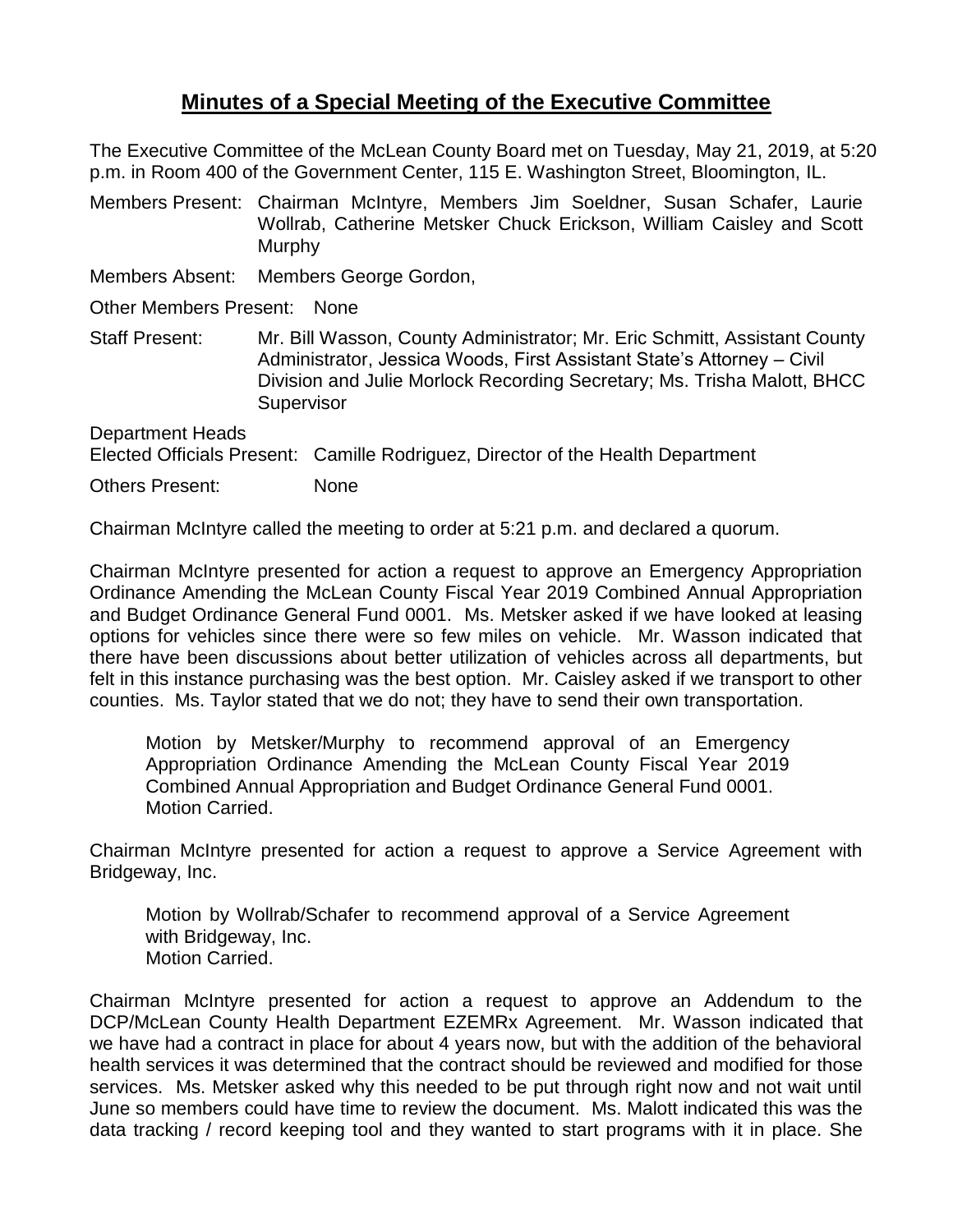# Minutes of a Special Meeting of the Executive Committee

The Executive Committee of the McLean County Board met on Tuesday, May 21, 2019, at 5:20 p.m. in Room 400 of the Government Center, 115 E. Washington Street, Bloomington, IL.

Members Present: Chairman McIntyre, Members Jim Soeldner, Susan Schafer, Laurie Wollrab, Catherine Metsker Chuck Erickson, William Caisley and Scott Murphy

Members Absent: Members George Gordon,

Other Members Present: None

Staff Present: Mr. Bill Wasson, County Administrator; Mr. Eric Schmitt, Assistant County Administrator, Jessica Woods, First Assistant State's Attorney – Civil Division and Julie Morlock Recording Secretary; Ms. Trisha Malott, BHCC Supervisor

Department Heads
Elected Officials Present: Camille Rodriguez, Director of the Health Department

Others Present: None

Chairman McIntyre called the meeting to order at 5:21 p.m. and declared a quorum.

Chairman McIntyre presented for action a request to approve an Emergency Appropriation Ordinance Amending the McLean County Fiscal Year 2019 Combined Annual Appropriation and Budget Ordinance General Fund 0001. Ms. Metsker asked if we have looked at leasing options for vehicles since there were so few miles on vehicle. Mr. Wasson indicated that there have been discussions about better utilization of vehicles across all departments, but felt in this instance purchasing was the best option. Mr. Caisley asked if we transport to other counties. Ms. Taylor stated that we do not; they have to send their own transportation.

> Motion by Metsker/Murphy to recommend approval of an Emergency Appropriation Ordinance Amending the McLean County Fiscal Year 2019 Combined Annual Appropriation and Budget Ordinance General Fund 0001.
> Motion Carried.

Chairman McIntyre presented for action a request to approve a Service Agreement with Bridgeway, Inc.

> Motion by Wollrab/Schafer to recommend approval of a Service Agreement with Bridgeway, Inc.
> Motion Carried.

Chairman McIntyre presented for action a request to approve an Addendum to the DCP/McLean County Health Department EZEMRx Agreement. Mr. Wasson indicated that we have had a contract in place for about 4 years now, but with the addition of the behavioral health services it was determined that the contract should be reviewed and modified for those services. Ms. Metsker asked why this needed to be put through right now and not wait until June so members could have time to review the document. Ms. Malott indicated this was the data tracking / record keeping tool and they wanted to start programs with it in place. She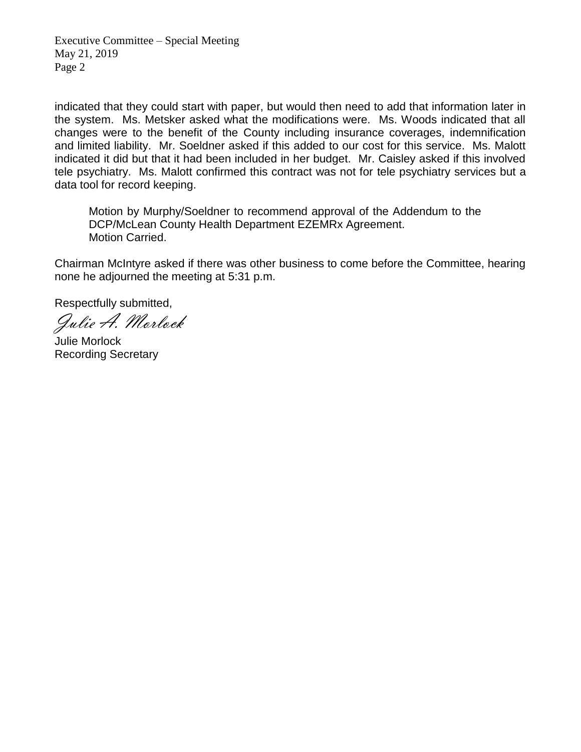indicated that they could start with paper, but would then need to add that information later in the system. Ms. Metsker asked what the modifications were. Ms. Woods indicated that all changes were to the benefit of the County including insurance coverages, indemnification and limited liability. Mr. Soeldner asked if this added to our cost for this service. Ms. Malott indicated it did but that it had been included in her budget. Mr. Caisley asked if this involved tele psychiatry. Ms. Malott confirmed this contract was not for tele psychiatry services but a data tool for record keeping.

> Motion by Murphy/Soeldner to recommend approval of the Addendum to the DCP/McLean County Health Department EZEMRx Agreement.
> Motion Carried.

Chairman McIntyre asked if there was other business to come before the Committee, hearing none he adjourned the meeting at 5:31 p.m.

Respectfully submitted,

*Julie A. Morlock*

Julie Morlock
Recording Secretary